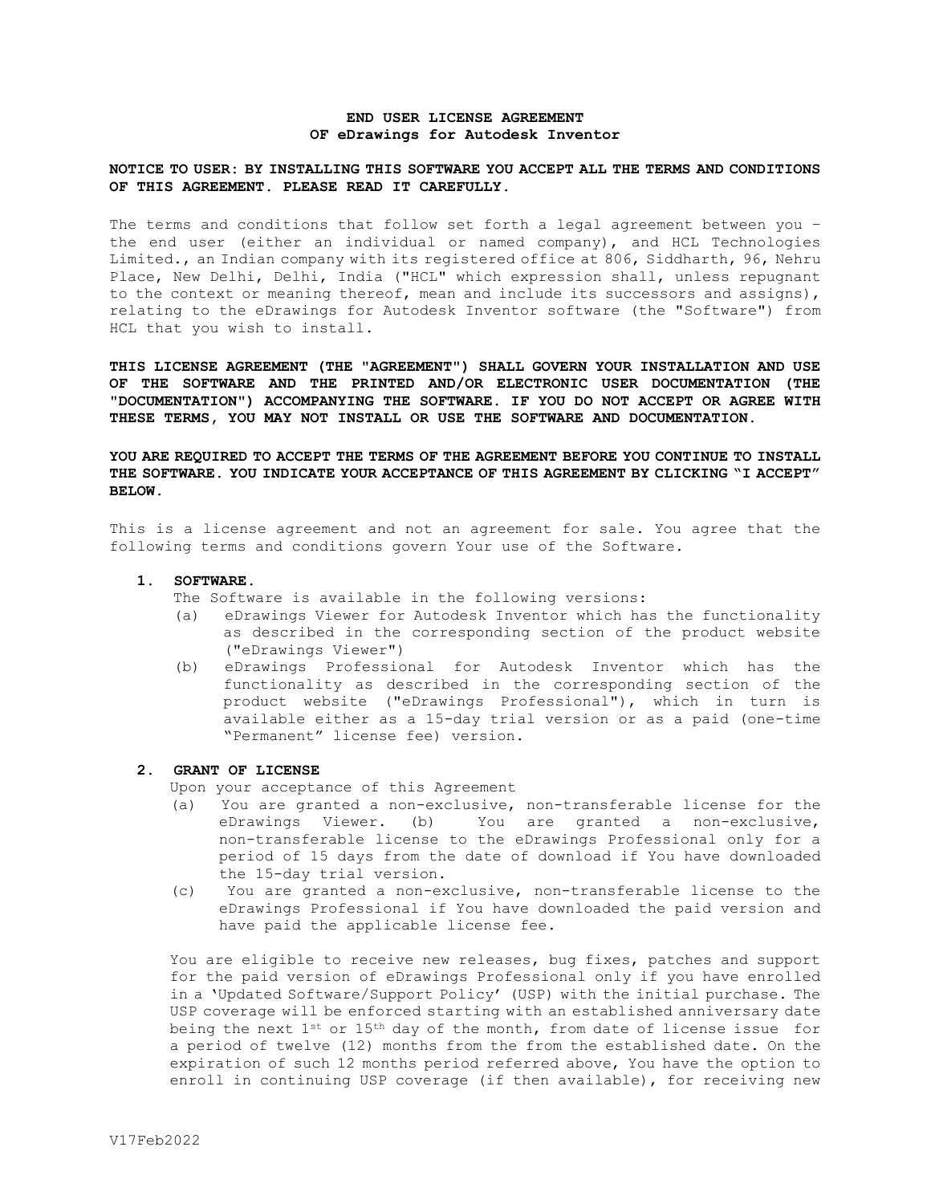**END USER LICENSE AGREEMENT**
**OF eDrawings for Autodesk Inventor**

**NOTICE TO USER: BY INSTALLING THIS SOFTWARE YOU ACCEPT ALL THE TERMS AND CONDITIONS OF THIS AGREEMENT. PLEASE READ IT CAREFULLY.**

The terms and conditions that follow set forth a legal agreement between you – the end user (either an individual or named company), and HCL Technologies Limited., an Indian company with its registered office at 806, Siddharth, 96, Nehru Place, New Delhi, Delhi, India ("HCL" which expression shall, unless repugnant to the context or meaning thereof, mean and include its successors and assigns), relating to the eDrawings for Autodesk Inventor software (the "Software") from HCL that you wish to install.

**THIS LICENSE AGREEMENT (THE "AGREEMENT") SHALL GOVERN YOUR INSTALLATION AND USE OF THE SOFTWARE AND THE PRINTED AND/OR ELECTRONIC USER DOCUMENTATION (THE "DOCUMENTATION") ACCOMPANYING THE SOFTWARE. IF YOU DO NOT ACCEPT OR AGREE WITH THESE TERMS, YOU MAY NOT INSTALL OR USE THE SOFTWARE AND DOCUMENTATION.**

**YOU ARE REQUIRED TO ACCEPT THE TERMS OF THE AGREEMENT BEFORE YOU CONTINUE TO INSTALL THE SOFTWARE. YOU INDICATE YOUR ACCEPTANCE OF THIS AGREEMENT BY CLICKING "I ACCEPT" BELOW.**

This is a license agreement and not an agreement for sale. You agree that the following terms and conditions govern Your use of the Software.

**1. SOFTWARE.**

The Software is available in the following versions:

(a) eDrawings Viewer for Autodesk Inventor which has the functionality as described in the corresponding section of the product website ("eDrawings Viewer")

(b) eDrawings Professional for Autodesk Inventor which has the functionality as described in the corresponding section of the product website ("eDrawings Professional"), which in turn is available either as a 15-day trial version or as a paid (one-time "Permanent" license fee) version.

**2. GRANT OF LICENSE**

Upon your acceptance of this Agreement

(a) You are granted a non-exclusive, non-transferable license for the eDrawings Viewer. (b) You are granted a non-exclusive, non-transferable license to the eDrawings Professional only for a period of 15 days from the date of download if You have downloaded the 15-day trial version.

(c) You are granted a non-exclusive, non-transferable license to the eDrawings Professional if You have downloaded the paid version and have paid the applicable license fee.

You are eligible to receive new releases, bug fixes, patches and support for the paid version of eDrawings Professional only if you have enrolled in a 'Updated Software/Support Policy' (USP) with the initial purchase. The USP coverage will be enforced starting with an established anniversary date being the next 1st or 15th day of the month, from date of license issue for a period of twelve (12) months from the from the established date. On the expiration of such 12 months period referred above, You have the option to enroll in continuing USP coverage (if then available), for receiving new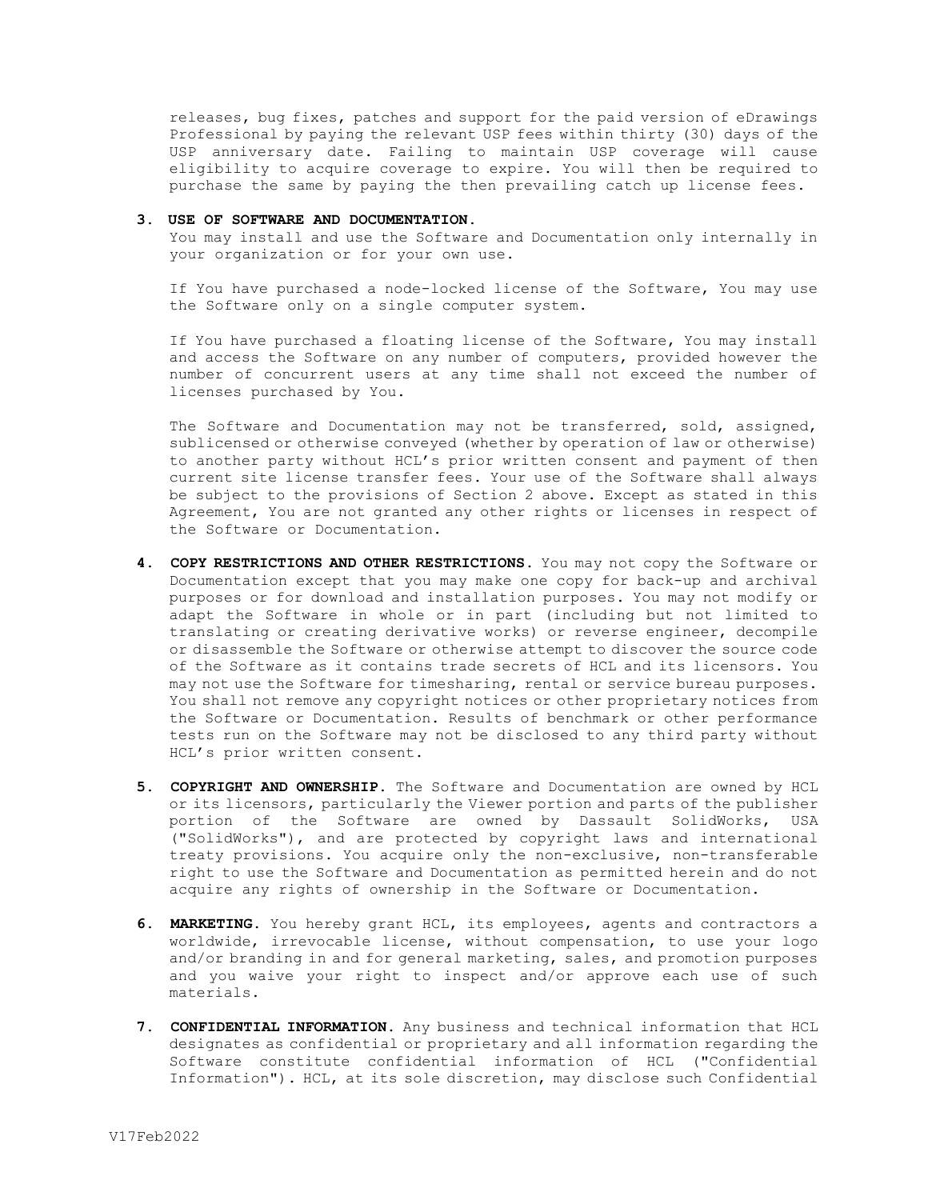releases, bug fixes, patches and support for the paid version of eDrawings Professional by paying the relevant USP fees within thirty (30) days of the USP anniversary date. Failing to maintain USP coverage will cause eligibility to acquire coverage to expire. You will then be required to purchase the same by paying the then prevailing catch up license fees.

3. **USE OF SOFTWARE AND DOCUMENTATION.**
   You may install and use the Software and Documentation only internally in your organization or for your own use.

   If You have purchased a node-locked license of the Software, You may use the Software only on a single computer system.

   If You have purchased a floating license of the Software, You may install and access the Software on any number of computers, provided however the number of concurrent users at any time shall not exceed the number of licenses purchased by You.

   The Software and Documentation may not be transferred, sold, assigned, sublicensed or otherwise conveyed (whether by operation of law or otherwise) to another party without HCL's prior written consent and payment of then current site license transfer fees. Your use of the Software shall always be subject to the provisions of Section 2 above. Except as stated in this Agreement, You are not granted any other rights or licenses in respect of the Software or Documentation.

4. **COPY RESTRICTIONS AND OTHER RESTRICTIONS.** You may not copy the Software or Documentation except that you may make one copy for back-up and archival purposes or for download and installation purposes. You may not modify or adapt the Software in whole or in part (including but not limited to translating or creating derivative works) or reverse engineer, decompile or disassemble the Software or otherwise attempt to discover the source code of the Software as it contains trade secrets of HCL and its licensors. You may not use the Software for timesharing, rental or service bureau purposes. You shall not remove any copyright notices or other proprietary notices from the Software or Documentation. Results of benchmark or other performance tests run on the Software may not be disclosed to any third party without HCL's prior written consent.

5. **COPYRIGHT AND OWNERSHIP.** The Software and Documentation are owned by HCL or its licensors, particularly the Viewer portion and parts of the publisher portion of the Software are owned by Dassault SolidWorks, USA ("SolidWorks"), and are protected by copyright laws and international treaty provisions. You acquire only the non-exclusive, non-transferable right to use the Software and Documentation as permitted herein and do not acquire any rights of ownership in the Software or Documentation.

6. **MARKETING.** You hereby grant HCL, its employees, agents and contractors a worldwide, irrevocable license, without compensation, to use your logo and/or branding in and for general marketing, sales, and promotion purposes and you waive your right to inspect and/or approve each use of such materials.

7. **CONFIDENTIAL INFORMATION.** Any business and technical information that HCL designates as confidential or proprietary and all information regarding the Software constitute confidential information of HCL ("Confidential Information"). HCL, at its sole discretion, may disclose such Confidential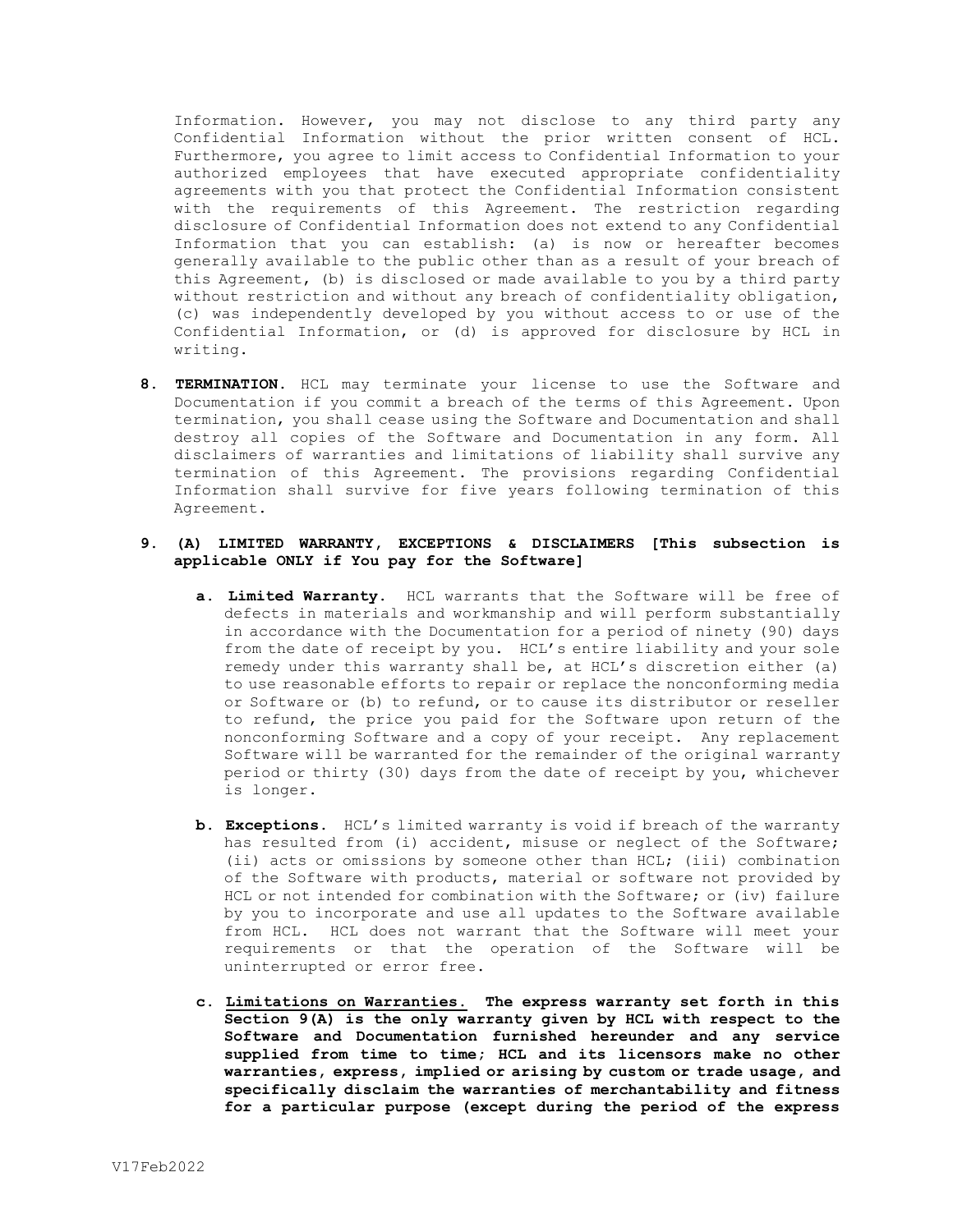Information. However, you may not disclose to any third party any Confidential Information without the prior written consent of HCL. Furthermore, you agree to limit access to Confidential Information to your authorized employees that have executed appropriate confidentiality agreements with you that protect the Confidential Information consistent with the requirements of this Agreement. The restriction regarding disclosure of Confidential Information does not extend to any Confidential Information that you can establish: (a) is now or hereafter becomes generally available to the public other than as a result of your breach of this Agreement, (b) is disclosed or made available to you by a third party without restriction and without any breach of confidentiality obligation, (c) was independently developed by you without access to or use of the Confidential Information, or (d) is approved for disclosure by HCL in writing.

8. **TERMINATION.** HCL may terminate your license to use the Software and Documentation if you commit a breach of the terms of this Agreement. Upon termination, you shall cease using the Software and Documentation and shall destroy all copies of the Software and Documentation in any form. All disclaimers of warranties and limitations of liability shall survive any termination of this Agreement. The provisions regarding Confidential Information shall survive for five years following termination of this Agreement.

9. **(A) LIMITED WARRANTY, EXCEPTIONS & DISCLAIMERS [This subsection is applicable ONLY if You pay for the Software]**

   a. **Limited Warranty.** HCL warrants that the Software will be free of defects in materials and workmanship and will perform substantially in accordance with the Documentation for a period of ninety (90) days from the date of receipt by you. HCL's entire liability and your sole remedy under this warranty shall be, at HCL's discretion either (a) to use reasonable efforts to repair or replace the nonconforming media or Software or (b) to refund, or to cause its distributor or reseller to refund, the price you paid for the Software upon return of the nonconforming Software and a copy of your receipt. Any replacement Software will be warranted for the remainder of the original warranty period or thirty (30) days from the date of receipt by you, whichever is longer.

   b. **Exceptions.** HCL's limited warranty is void if breach of the warranty has resulted from (i) accident, misuse or neglect of the Software; (ii) acts or omissions by someone other than HCL; (iii) combination of the Software with products, material or software not provided by HCL or not intended for combination with the Software; or (iv) failure by you to incorporate and use all updates to the Software available from HCL. HCL does not warrant that the Software will meet your requirements or that the operation of the Software will be uninterrupted or error free.

   c. **Limitations on Warranties. The express warranty set forth in this Section 9(A) is the only warranty given by HCL with respect to the Software and Documentation furnished hereunder and any service supplied from time to time; HCL and its licensors make no other warranties, express, implied or arising by custom or trade usage, and specifically disclaim the warranties of merchantability and fitness for a particular purpose (except during the period of the express**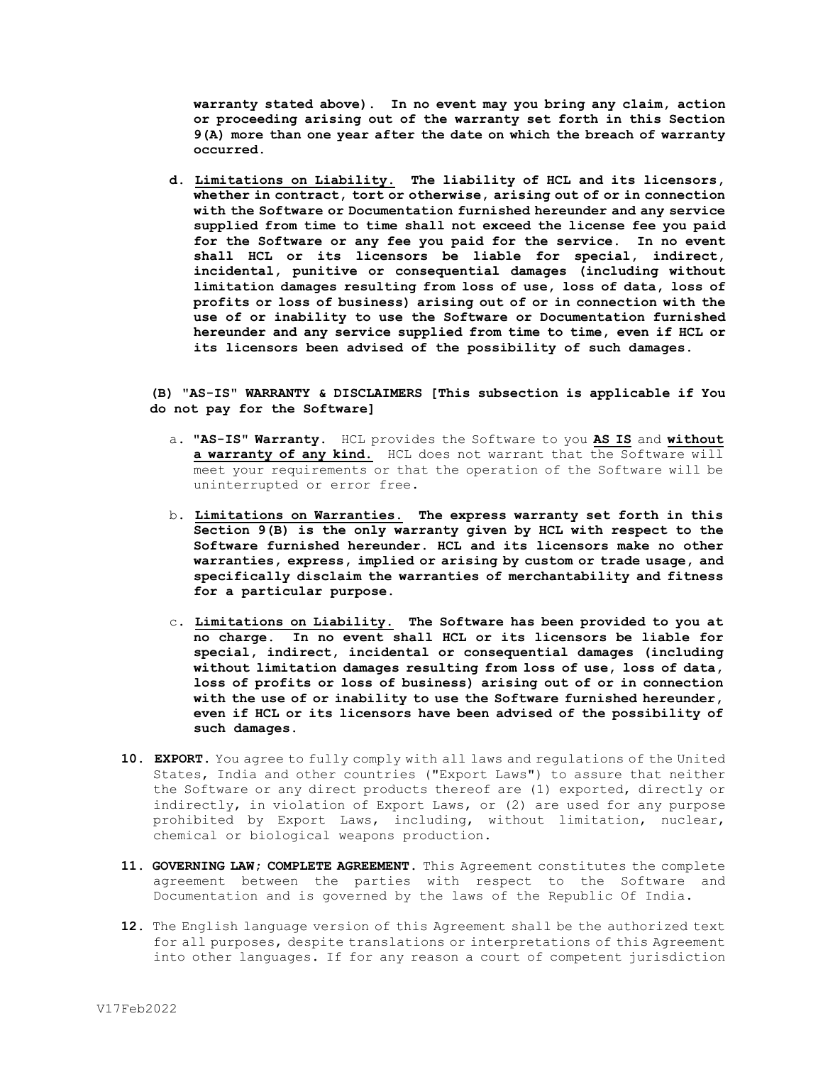**warranty stated above). In no event may you bring any claim, action or proceeding arising out of the warranty set forth in this Section 9(A) more than one year after the date on which the breach of warranty occurred.**

d. **Limitations on Liability. The liability of HCL and its licensors, whether in contract, tort or otherwise, arising out of or in connection with the Software or Documentation furnished hereunder and any service supplied from time to time shall not exceed the license fee you paid for the Software or any fee you paid for the service. In no event shall HCL or its licensors be liable for special, indirect, incidental, punitive or consequential damages (including without limitation damages resulting from loss of use, loss of data, loss of profits or loss of business) arising out of or in connection with the use of or inability to use the Software or Documentation furnished hereunder and any service supplied from time to time, even if HCL or its licensors been advised of the possibility of such damages.**

**(B) "AS-IS" WARRANTY & DISCLAIMERS [This subsection is applicable if You do not pay for the Software]**

a. **"AS-IS" Warranty.** HCL provides the Software to you **AS IS** and **without a warranty of any kind.** HCL does not warrant that the Software will meet your requirements or that the operation of the Software will be uninterrupted or error free.

b. **Limitations on Warranties. The express warranty set forth in this Section 9(B) is the only warranty given by HCL with respect to the Software furnished hereunder. HCL and its licensors make no other warranties, express, implied or arising by custom or trade usage, and specifically disclaim the warranties of merchantability and fitness for a particular purpose.**

c. **Limitations on Liability. The Software has been provided to you at no charge. In no event shall HCL or its licensors be liable for special, indirect, incidental or consequential damages (including without limitation damages resulting from loss of use, loss of data, loss of profits or loss of business) arising out of or in connection with the use of or inability to use the Software furnished hereunder, even if HCL or its licensors have been advised of the possibility of such damages.**

**10. EXPORT.** You agree to fully comply with all laws and regulations of the United States, India and other countries ("Export Laws") to assure that neither the Software or any direct products thereof are (1) exported, directly or indirectly, in violation of Export Laws, or (2) are used for any purpose prohibited by Export Laws, including, without limitation, nuclear, chemical or biological weapons production.

**11. GOVERNING LAW; COMPLETE AGREEMENT.** This Agreement constitutes the complete agreement between the parties with respect to the Software and Documentation and is governed by the laws of the Republic Of India.

**12.** The English language version of this Agreement shall be the authorized text for all purposes, despite translations or interpretations of this Agreement into other languages. If for any reason a court of competent jurisdiction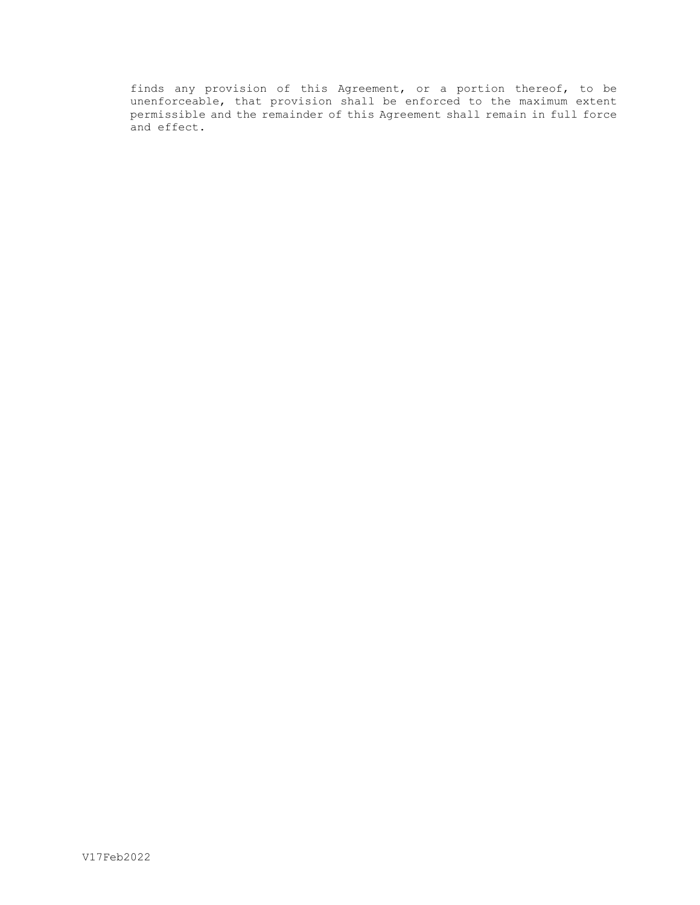finds any provision of this Agreement, or a portion thereof, to be unenforceable, that provision shall be enforced to the maximum extent permissible and the remainder of this Agreement shall remain in full force and effect.